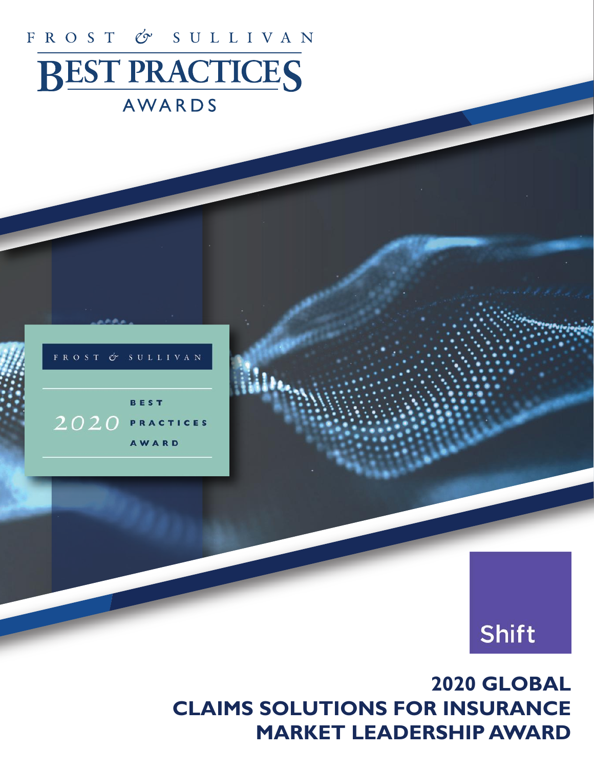FROST & SULLIVAN

# BEST PRACTICES AWARDS

FROST & SULLIVAN

2020 BEST PRACTICES AWARD

Shift

## 2020 GLOBAL CLAIMS SOLUTIONS FOR INSURANCE MARKET LEADERSHIP AWARD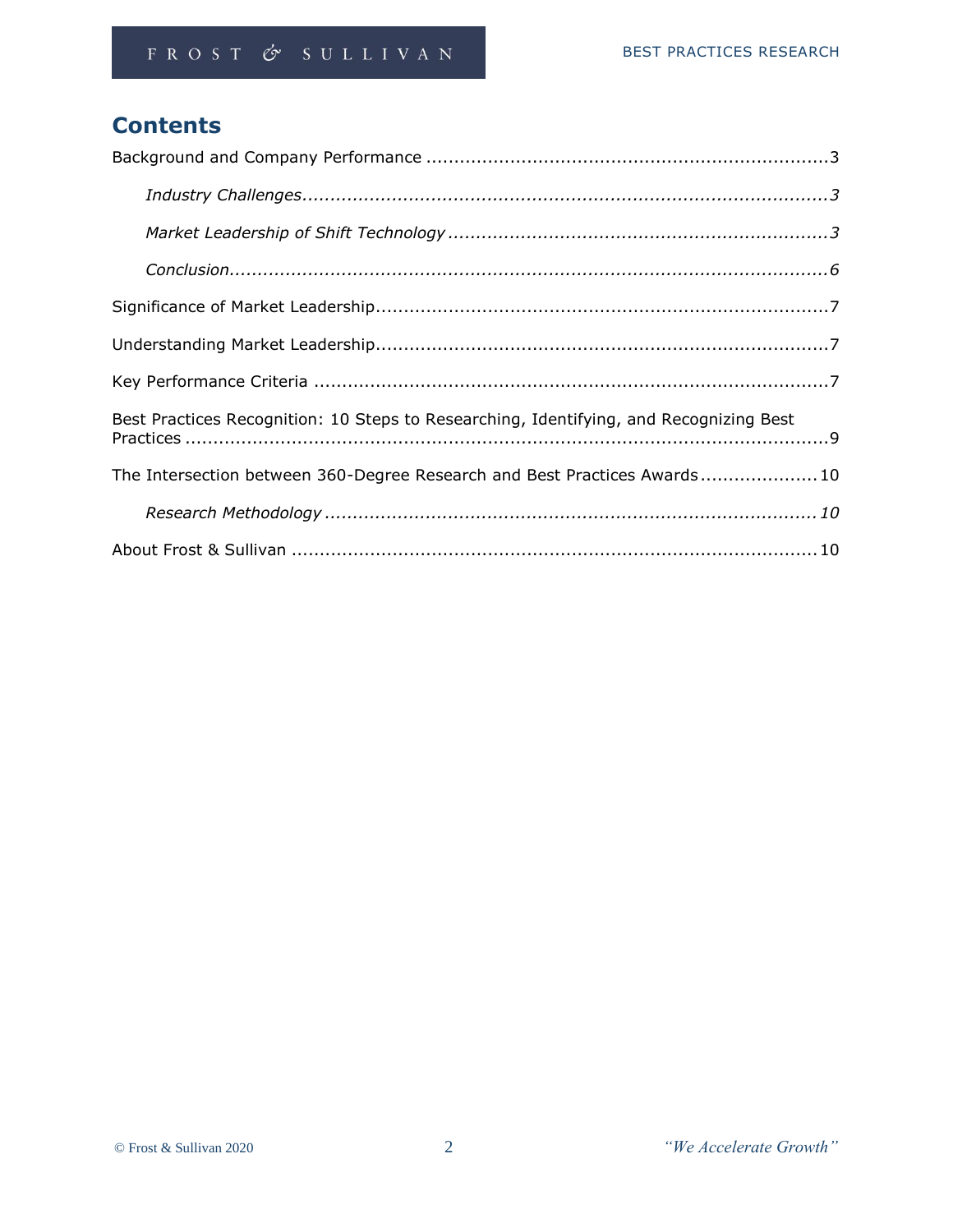# Contents

Background and Company Performance .......................................................................3

*Industry Challenges...............................................................................................3*

*Market Leadership of Shift Technology ...................................................................3*

*Conclusion..............................................................................................................6*

Significance of Market Leadership.................................................................................7

Understanding Market Leadership.................................................................................7

Key Performance Criteria ...........................................................................................7

Best Practices Recognition: 10 Steps to Researching, Identifying, and Recognizing Best Practices ....................................................................................................................9

The Intersection between 360-Degree Research and Best Practices Awards.....................10

*Research Methodology ........................................................................................10*

About Frost & Sullivan .............................................................................................10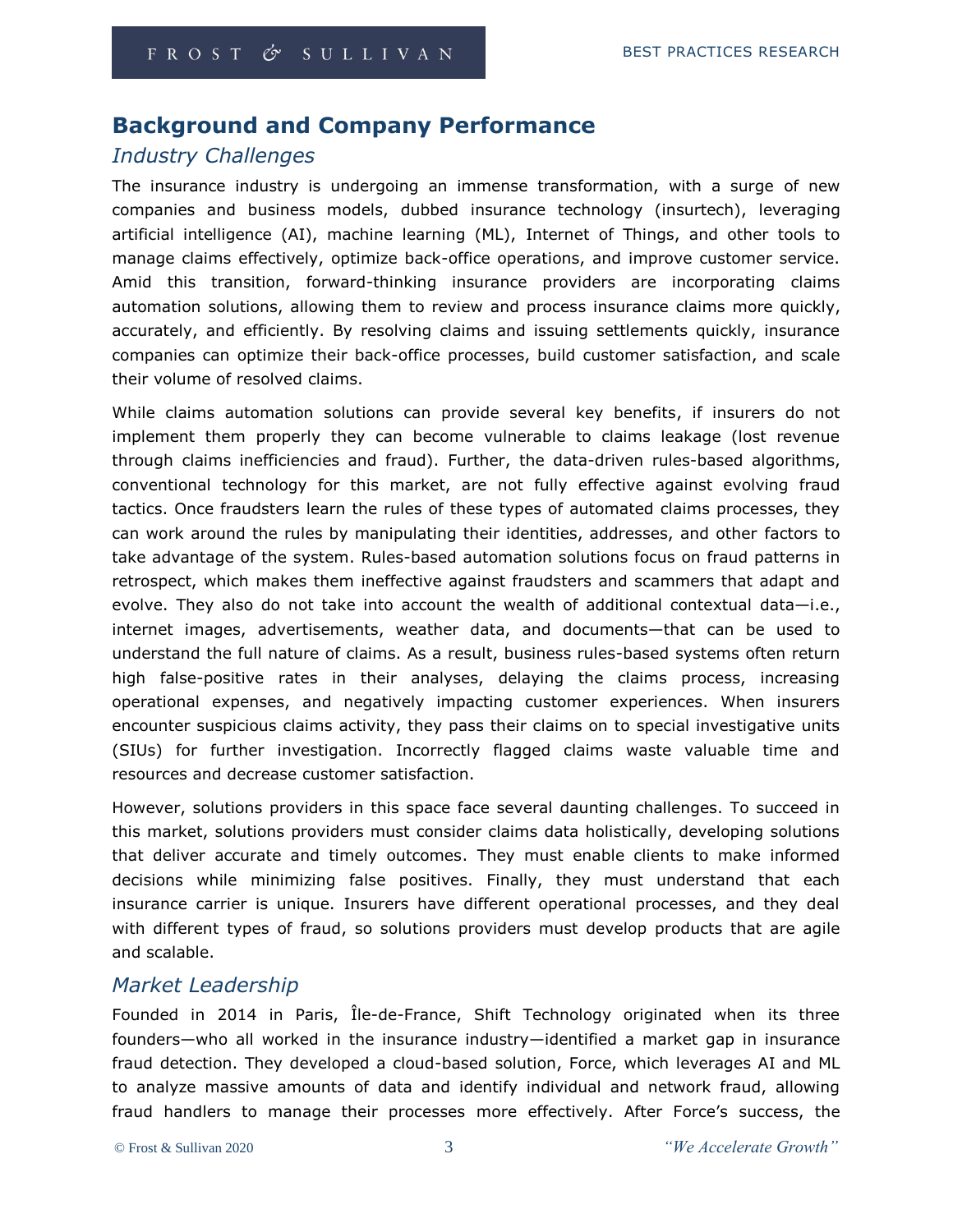## Background and Company Performance

### *Industry Challenges*

The insurance industry is undergoing an immense transformation, with a surge of new companies and business models, dubbed insurance technology (insurtech), leveraging artificial intelligence (AI), machine learning (ML), Internet of Things, and other tools to manage claims effectively, optimize back-office operations, and improve customer service. Amid this transition, forward-thinking insurance providers are incorporating claims automation solutions, allowing them to review and process insurance claims more quickly, accurately, and efficiently. By resolving claims and issuing settlements quickly, insurance companies can optimize their back-office processes, build customer satisfaction, and scale their volume of resolved claims.

While claims automation solutions can provide several key benefits, if insurers do not implement them properly they can become vulnerable to claims leakage (lost revenue through claims inefficiencies and fraud). Further, the data-driven rules-based algorithms, conventional technology for this market, are not fully effective against evolving fraud tactics. Once fraudsters learn the rules of these types of automated claims processes, they can work around the rules by manipulating their identities, addresses, and other factors to take advantage of the system. Rules-based automation solutions focus on fraud patterns in retrospect, which makes them ineffective against fraudsters and scammers that adapt and evolve. They also do not take into account the wealth of additional contextual data—i.e., internet images, advertisements, weather data, and documents—that can be used to understand the full nature of claims. As a result, business rules-based systems often return high false-positive rates in their analyses, delaying the claims process, increasing operational expenses, and negatively impacting customer experiences. When insurers encounter suspicious claims activity, they pass their claims on to special investigative units (SIUs) for further investigation. Incorrectly flagged claims waste valuable time and resources and decrease customer satisfaction.

However, solutions providers in this space face several daunting challenges. To succeed in this market, solutions providers must consider claims data holistically, developing solutions that deliver accurate and timely outcomes. They must enable clients to make informed decisions while minimizing false positives. Finally, they must understand that each insurance carrier is unique. Insurers have different operational processes, and they deal with different types of fraud, so solutions providers must develop products that are agile and scalable.

### *Market Leadership*

Founded in 2014 in Paris, Île-de-France, Shift Technology originated when its three founders—who all worked in the insurance industry—identified a market gap in insurance fraud detection. They developed a cloud-based solution, Force, which leverages AI and ML to analyze massive amounts of data and identify individual and network fraud, allowing fraud handlers to manage their processes more effectively. After Force's success, the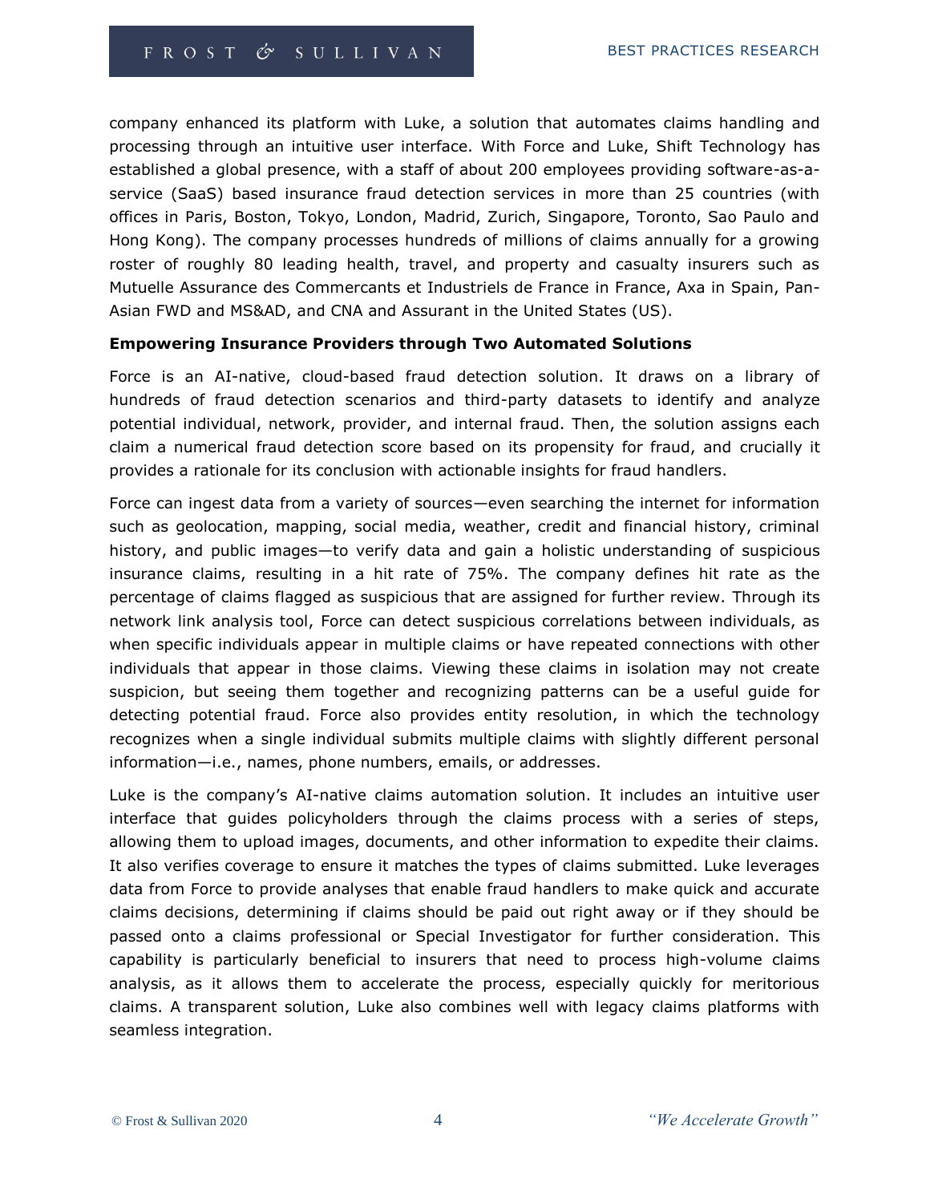company enhanced its platform with Luke, a solution that automates claims handling and processing through an intuitive user interface. With Force and Luke, Shift Technology has established a global presence, with a staff of about 200 employees providing software-as-a-service (SaaS) based insurance fraud detection services in more than 25 countries (with offices in Paris, Boston, Tokyo, London, Madrid, Zurich, Singapore, Toronto, Sao Paulo and Hong Kong). The company processes hundreds of millions of claims annually for a growing roster of roughly 80 leading health, travel, and property and casualty insurers such as Mutuelle Assurance des Commercants et Industriels de France in France, Axa in Spain, Pan-Asian FWD and MS&AD, and CNA and Assurant in the United States (US).

**Empowering Insurance Providers through Two Automated Solutions**

Force is an AI-native, cloud-based fraud detection solution. It draws on a library of hundreds of fraud detection scenarios and third-party datasets to identify and analyze potential individual, network, provider, and internal fraud. Then, the solution assigns each claim a numerical fraud detection score based on its propensity for fraud, and crucially it provides a rationale for its conclusion with actionable insights for fraud handlers.

Force can ingest data from a variety of sources—even searching the internet for information such as geolocation, mapping, social media, weather, credit and financial history, criminal history, and public images—to verify data and gain a holistic understanding of suspicious insurance claims, resulting in a hit rate of 75%. The company defines hit rate as the percentage of claims flagged as suspicious that are assigned for further review. Through its network link analysis tool, Force can detect suspicious correlations between individuals, as when specific individuals appear in multiple claims or have repeated connections with other individuals that appear in those claims. Viewing these claims in isolation may not create suspicion, but seeing them together and recognizing patterns can be a useful guide for detecting potential fraud. Force also provides entity resolution, in which the technology recognizes when a single individual submits multiple claims with slightly different personal information—i.e., names, phone numbers, emails, or addresses.

Luke is the company's AI-native claims automation solution. It includes an intuitive user interface that guides policyholders through the claims process with a series of steps, allowing them to upload images, documents, and other information to expedite their claims. It also verifies coverage to ensure it matches the types of claims submitted. Luke leverages data from Force to provide analyses that enable fraud handlers to make quick and accurate claims decisions, determining if claims should be paid out right away or if they should be passed onto a claims professional or Special Investigator for further consideration. This capability is particularly beneficial to insurers that need to process high-volume claims analysis, as it allows them to accelerate the process, especially quickly for meritorious claims. A transparent solution, Luke also combines well with legacy claims platforms with seamless integration.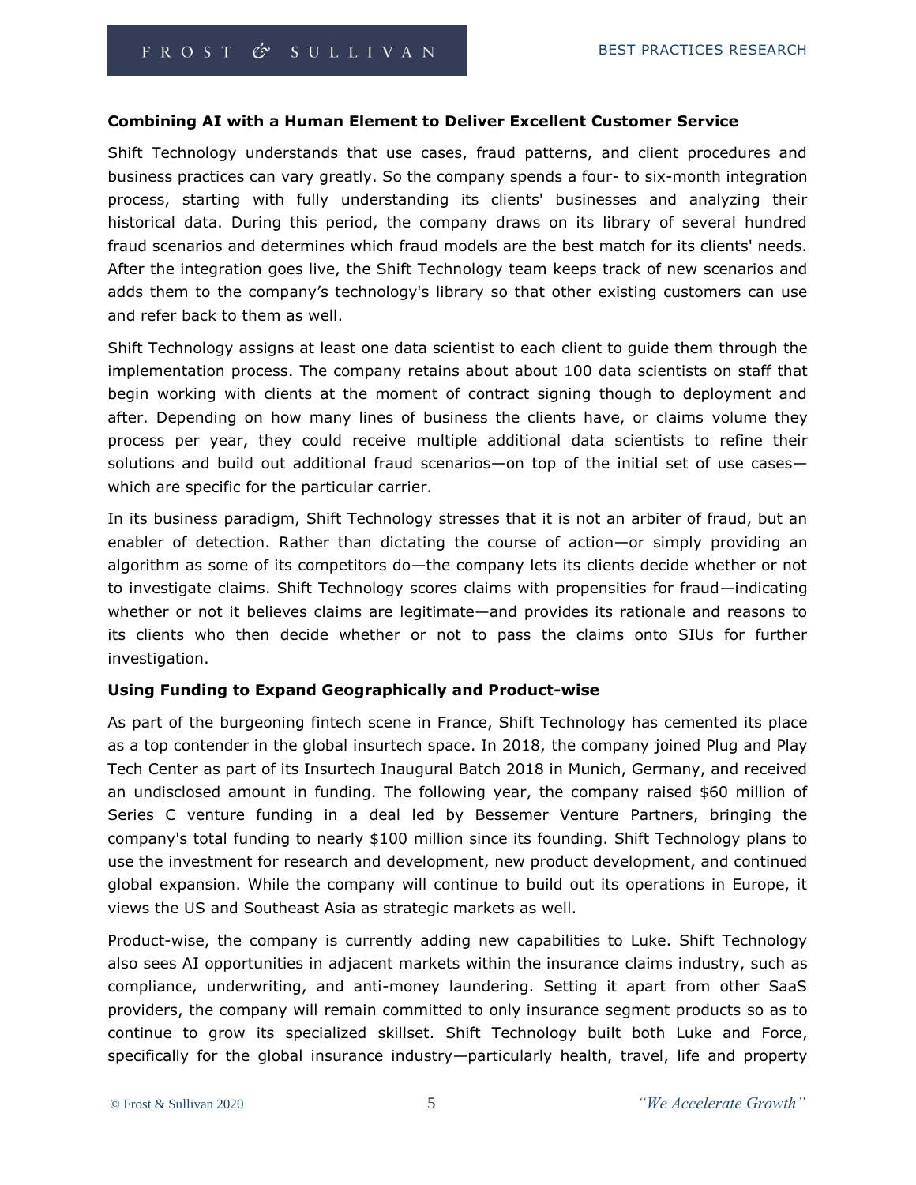**Combining AI with a Human Element to Deliver Excellent Customer Service**

Shift Technology understands that use cases, fraud patterns, and client procedures and business practices can vary greatly. So the company spends a four- to six-month integration process, starting with fully understanding its clients' businesses and analyzing their historical data. During this period, the company draws on its library of several hundred fraud scenarios and determines which fraud models are the best match for its clients' needs. After the integration goes live, the Shift Technology team keeps track of new scenarios and adds them to the company's technology's library so that other existing customers can use and refer back to them as well.

Shift Technology assigns at least one data scientist to each client to guide them through the implementation process. The company retains about about 100 data scientists on staff that begin working with clients at the moment of contract signing though to deployment and after. Depending on how many lines of business the clients have, or claims volume they process per year, they could receive multiple additional data scientists to refine their solutions and build out additional fraud scenarios—on top of the initial set of use cases—which are specific for the particular carrier.

In its business paradigm, Shift Technology stresses that it is not an arbiter of fraud, but an enabler of detection. Rather than dictating the course of action—or simply providing an algorithm as some of its competitors do—the company lets its clients decide whether or not to investigate claims. Shift Technology scores claims with propensities for fraud—indicating whether or not it believes claims are legitimate—and provides its rationale and reasons to its clients who then decide whether or not to pass the claims onto SIUs for further investigation.

**Using Funding to Expand Geographically and Product-wise**

As part of the burgeoning fintech scene in France, Shift Technology has cemented its place as a top contender in the global insurtech space. In 2018, the company joined Plug and Play Tech Center as part of its Insurtech Inaugural Batch 2018 in Munich, Germany, and received an undisclosed amount in funding. The following year, the company raised $60 million of Series C venture funding in a deal led by Bessemer Venture Partners, bringing the company's total funding to nearly $100 million since its founding. Shift Technology plans to use the investment for research and development, new product development, and continued global expansion. While the company will continue to build out its operations in Europe, it views the US and Southeast Asia as strategic markets as well.

Product-wise, the company is currently adding new capabilities to Luke. Shift Technology also sees AI opportunities in adjacent markets within the insurance claims industry, such as compliance, underwriting, and anti-money laundering. Setting it apart from other SaaS providers, the company will remain committed to only insurance segment products so as to continue to grow its specialized skillset. Shift Technology built both Luke and Force, specifically for the global insurance industry—particularly health, travel, life and property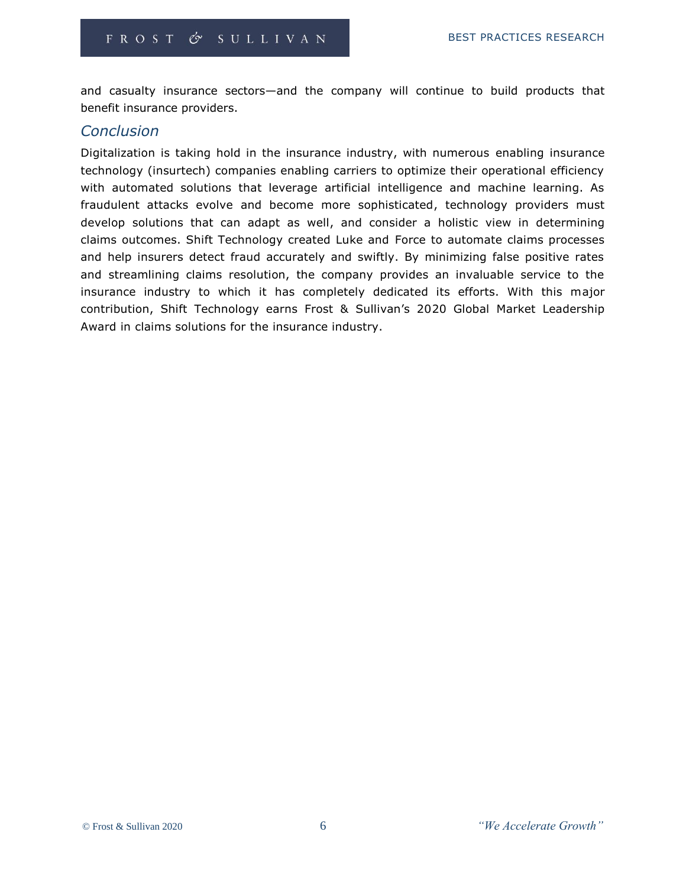and casualty insurance sectors—and the company will continue to build products that benefit insurance providers.

## *Conclusion*

Digitalization is taking hold in the insurance industry, with numerous enabling insurance technology (insurtech) companies enabling carriers to optimize their operational efficiency with automated solutions that leverage artificial intelligence and machine learning. As fraudulent attacks evolve and become more sophisticated, technology providers must develop solutions that can adapt as well, and consider a holistic view in determining claims outcomes. Shift Technology created Luke and Force to automate claims processes and help insurers detect fraud accurately and swiftly. By minimizing false positive rates and streamlining claims resolution, the company provides an invaluable service to the insurance industry to which it has completely dedicated its efforts. With this major contribution, Shift Technology earns Frost & Sullivan's 2020 Global Market Leadership Award in claims solutions for the insurance industry.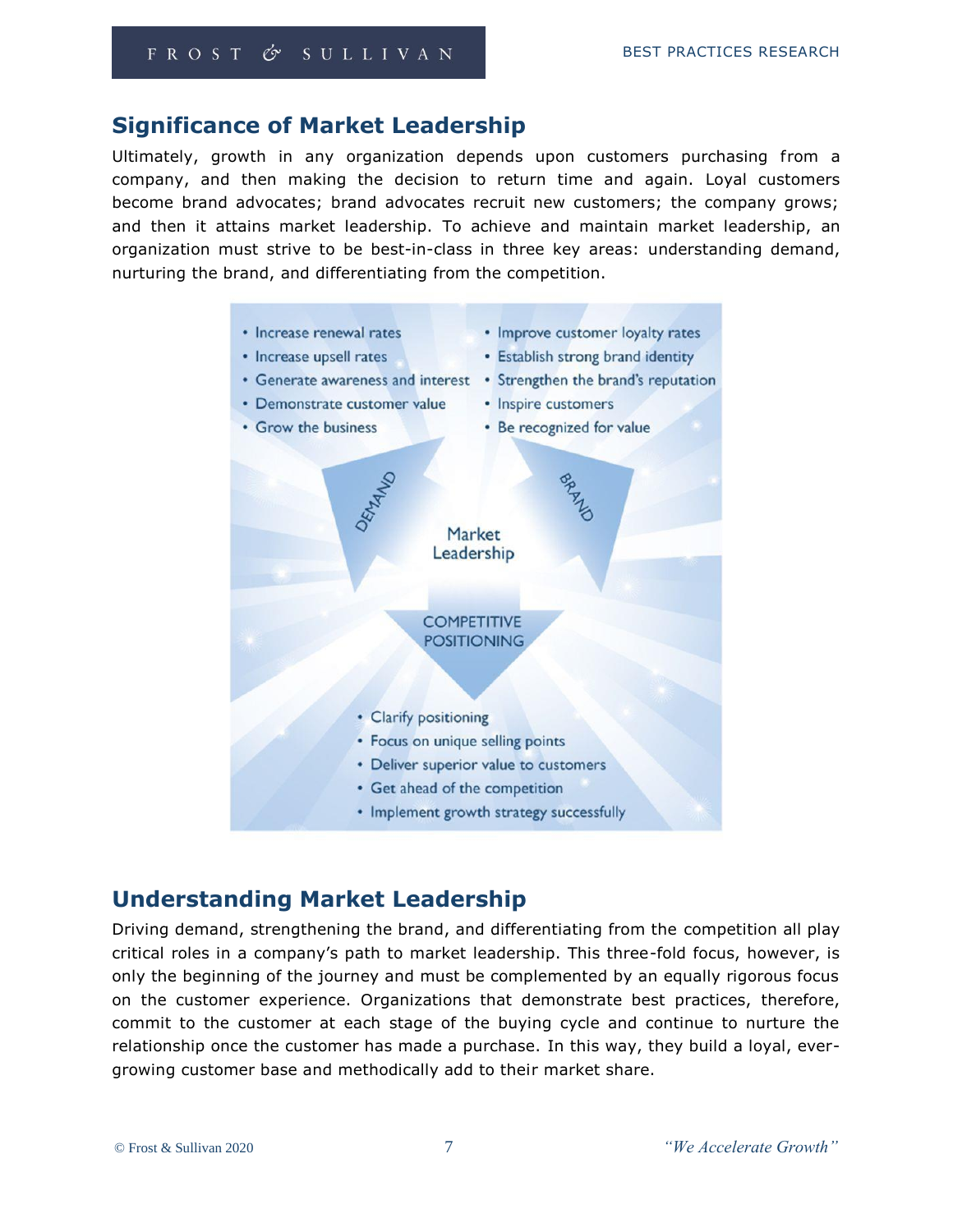## Significance of Market Leadership

Ultimately, growth in any organization depends upon customers purchasing from a company, and then making the decision to return time and again. Loyal customers become brand advocates; brand advocates recruit new customers; the company grows; and then it attains market leadership. To achieve and maintain market leadership, an organization must strive to be best-in-class in three key areas: understanding demand, nurturing the brand, and differentiating from the competition.

- Increase renewal rates
- Increase upsell rates
- Generate awareness and interest
- Demonstrate customer value
- Grow the business

- Improve customer loyalty rates
- Establish strong brand identity
- Strengthen the brand's reputation
- Inspire customers
- Be recognized for value

DEMAND

BRAND

Market Leadership

COMPETITIVE POSITIONING

- Clarify positioning
- Focus on unique selling points
- Deliver superior value to customers
- Get ahead of the competition
- Implement growth strategy successfully

## Understanding Market Leadership

Driving demand, strengthening the brand, and differentiating from the competition all play critical roles in a company's path to market leadership. This three-fold focus, however, is only the beginning of the journey and must be complemented by an equally rigorous focus on the customer experience. Organizations that demonstrate best practices, therefore, commit to the customer at each stage of the buying cycle and continue to nurture the relationship once the customer has made a purchase. In this way, they build a loyal, ever-growing customer base and methodically add to their market share.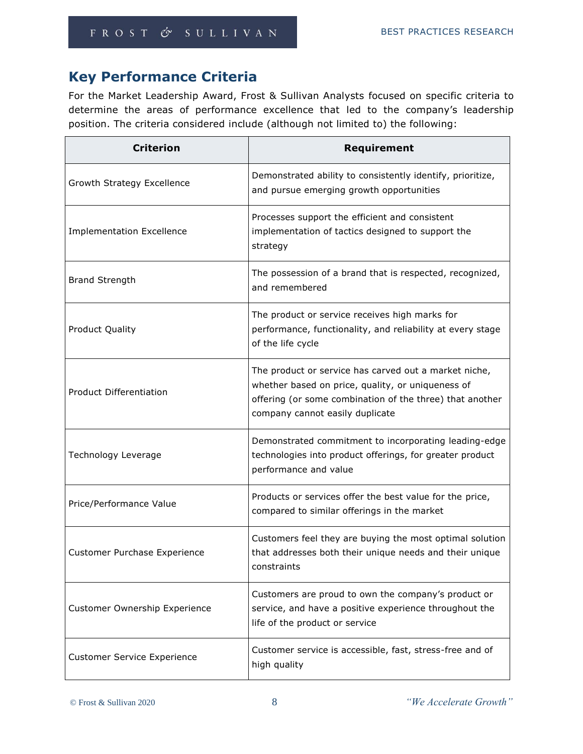## Key Performance Criteria

For the Market Leadership Award, Frost & Sullivan Analysts focused on specific criteria to determine the areas of performance excellence that led to the company's leadership position. The criteria considered include (although not limited to) the following:

| Criterion | Requirement |
|---|---|
| Growth Strategy Excellence | Demonstrated ability to consistently identify, prioritize, and pursue emerging growth opportunities |
| Implementation Excellence | Processes support the efficient and consistent implementation of tactics designed to support the strategy |
| Brand Strength | The possession of a brand that is respected, recognized, and remembered |
| Product Quality | The product or service receives high marks for performance, functionality, and reliability at every stage of the life cycle |
| Product Differentiation | The product or service has carved out a market niche, whether based on price, quality, or uniqueness of offering (or some combination of the three) that another company cannot easily duplicate |
| Technology Leverage | Demonstrated commitment to incorporating leading-edge technologies into product offerings, for greater product performance and value |
| Price/Performance Value | Products or services offer the best value for the price, compared to similar offerings in the market |
| Customer Purchase Experience | Customers feel they are buying the most optimal solution that addresses both their unique needs and their unique constraints |
| Customer Ownership Experience | Customers are proud to own the company's product or service, and have a positive experience throughout the life of the product or service |
| Customer Service Experience | Customer service is accessible, fast, stress-free and of high quality |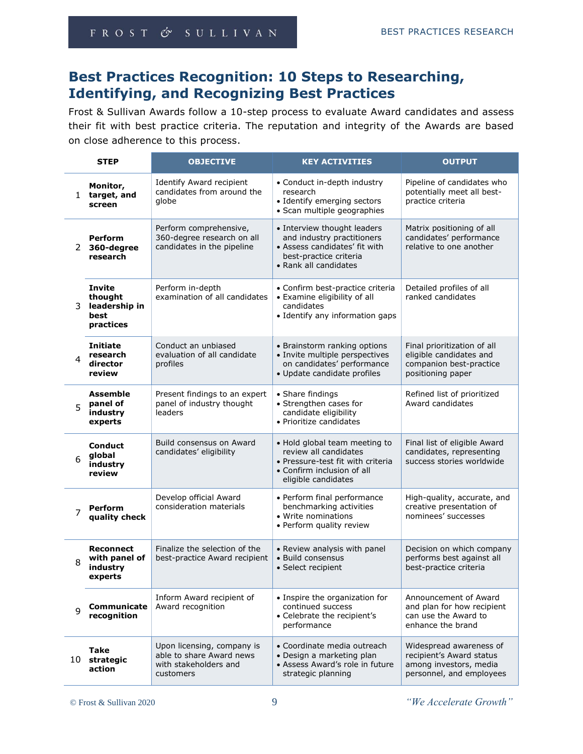## Best Practices Recognition: 10 Steps to Researching, Identifying, and Recognizing Best Practices

Frost & Sullivan Awards follow a 10-step process to evaluate Award candidates and assess their fit with best practice criteria. The reputation and integrity of the Awards are based on close adherence to this process.

| | STEP | OBJECTIVE | KEY ACTIVITIES | OUTPUT |
|---|---|---|---|---|
| 1 | **Monitor, target, and screen** | Identify Award recipient candidates from around the globe | • Conduct in-depth industry research<br>• Identify emerging sectors<br>• Scan multiple geographies | Pipeline of candidates who potentially meet all best-practice criteria |
| 2 | **Perform 360-degree research** | Perform comprehensive, 360-degree research on all candidates in the pipeline | • Interview thought leaders and industry practitioners<br>• Assess candidates' fit with best-practice criteria<br>• Rank all candidates | Matrix positioning of all candidates' performance relative to one another |
| 3 | **Invite thought leadership in best practices** | Perform in-depth examination of all candidates | • Confirm best-practice criteria<br>• Examine eligibility of all candidates<br>• Identify any information gaps | Detailed profiles of all ranked candidates |
| 4 | **Initiate research director review** | Conduct an unbiased evaluation of all candidate profiles | • Brainstorm ranking options<br>• Invite multiple perspectives on candidates' performance<br>• Update candidate profiles | Final prioritization of all eligible candidates and companion best-practice positioning paper |
| 5 | **Assemble panel of industry experts** | Present findings to an expert panel of industry thought leaders | • Share findings<br>• Strengthen cases for candidate eligibility<br>• Prioritize candidates | Refined list of prioritized Award candidates |
| 6 | **Conduct global industry review** | Build consensus on Award candidates' eligibility | • Hold global team meeting to review all candidates<br>• Pressure-test fit with criteria<br>• Confirm inclusion of all eligible candidates | Final list of eligible Award candidates, representing success stories worldwide |
| 7 | **Perform quality check** | Develop official Award consideration materials | • Perform final performance benchmarking activities<br>• Write nominations<br>• Perform quality review | High-quality, accurate, and creative presentation of nominees' successes |
| 8 | **Reconnect with panel of industry experts** | Finalize the selection of the best-practice Award recipient | • Review analysis with panel<br>• Build consensus<br>• Select recipient | Decision on which company performs best against all best-practice criteria |
| 9 | **Communicate recognition** | Inform Award recipient of Award recognition | • Inspire the organization for continued success<br>• Celebrate the recipient's performance | Announcement of Award and plan for how recipient can use the Award to enhance the brand |
| 10 | **Take strategic action** | Upon licensing, company is able to share Award news with stakeholders and customers | • Coordinate media outreach<br>• Design a marketing plan<br>• Assess Award's role in future strategic planning | Widespread awareness of recipient's Award status among investors, media personnel, and employees |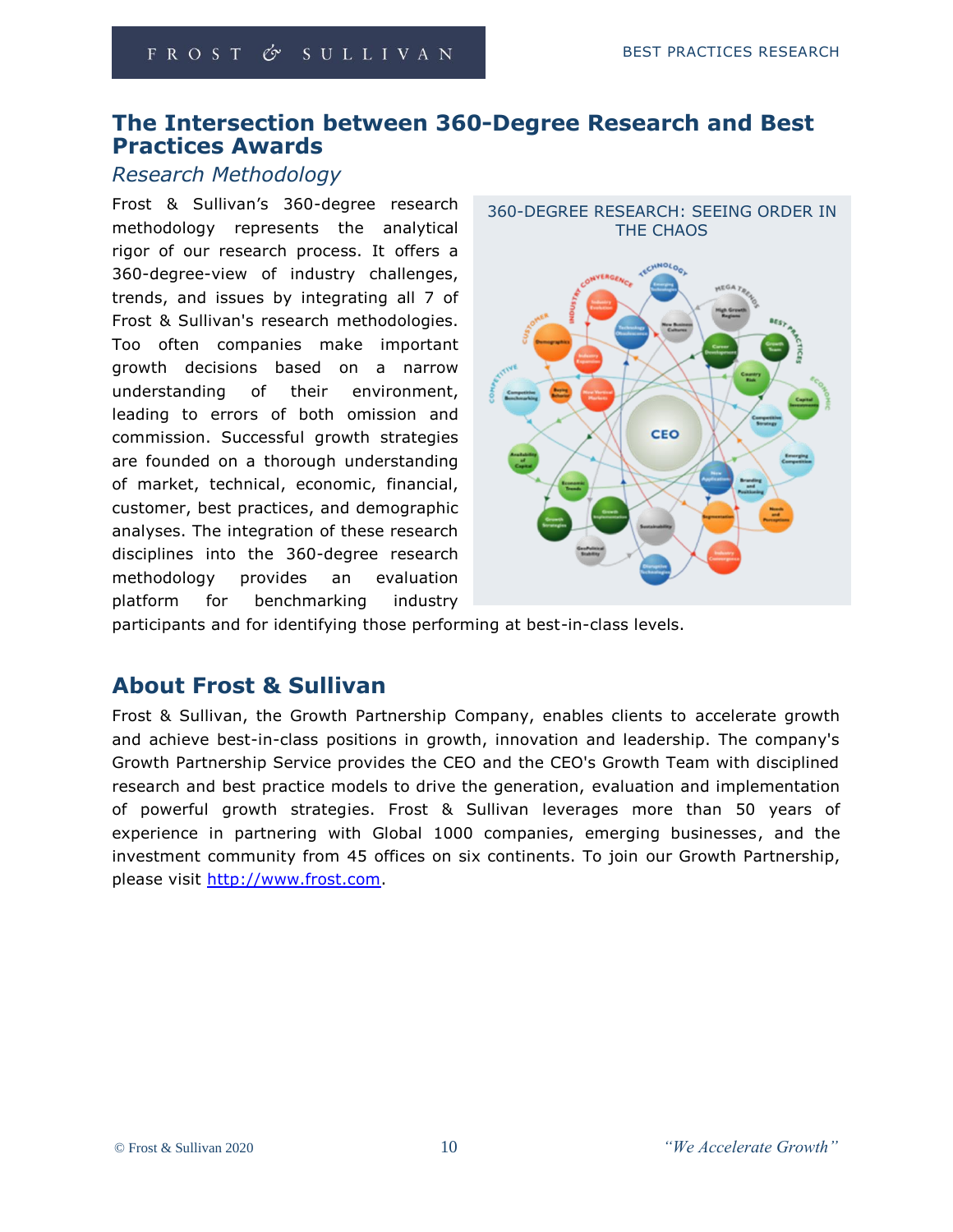## The Intersection between 360-Degree Research and Best Practices Awards

### *Research Methodology*

Frost & Sullivan's 360-degree research methodology represents the analytical rigor of our research process. It offers a 360-degree-view of industry challenges, trends, and issues by integrating all 7 of Frost & Sullivan's research methodologies. Too often companies make important growth decisions based on a narrow understanding of their environment, leading to errors of both omission and commission. Successful growth strategies are founded on a thorough understanding of market, technical, economic, financial, customer, best practices, and demographic analyses. The integration of these research disciplines into the 360-degree research methodology provides an evaluation platform for benchmarking industry participants and for identifying those performing at best-in-class levels.

360-DEGREE RESEARCH: SEEING ORDER IN THE CHAOS

## About Frost & Sullivan

Frost & Sullivan, the Growth Partnership Company, enables clients to accelerate growth and achieve best-in-class positions in growth, innovation and leadership. The company's Growth Partnership Service provides the CEO and the CEO's Growth Team with disciplined research and best practice models to drive the generation, evaluation and implementation of powerful growth strategies. Frost & Sullivan leverages more than 50 years of experience in partnering with Global 1000 companies, emerging businesses, and the investment community from 45 offices on six continents. To join our Growth Partnership, please visit [http://www.frost.com](http://www.frost.com).